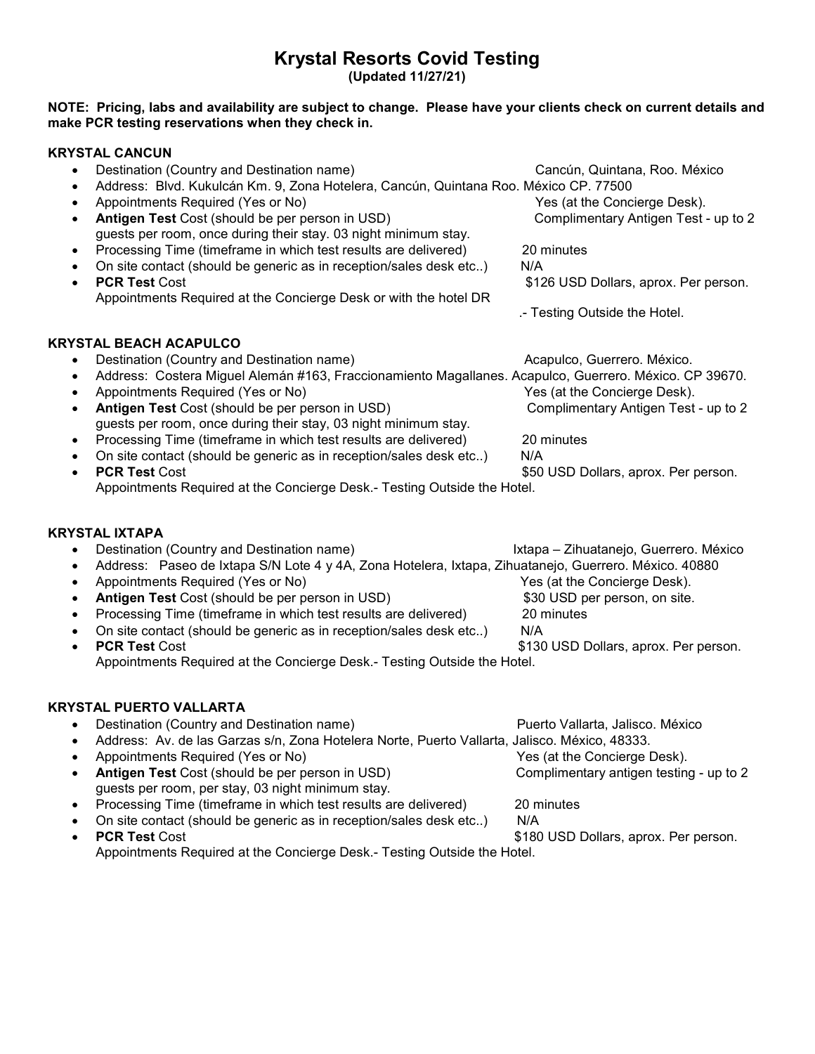# Krystal Resorts Covid Testing

**(Updated 11/27/21)**

**NOTE: Pricing, labs and availability are subject to change. Please have your clients check on current details and make PCR testing reservations when they check in.**

### KRYSTAL CANCUN

- Destination (Country and Destination name) Cancún, Quintana, Roo. México
- Address: Blvd. Kukulcán Km. 9, Zona Hotelera, Cancún, Quintana Roo. México CP. 77500
- Appointments Required (Yes or No) Yes (at the Concierge Desk).
- **Antigen Test** Cost (should be per person in USD) Complimentary Antigen Test - up to 2 guests per room, once during their stay. 03 night minimum stay.
- Processing Time (timeframe in which test results are delivered) 20 minutes
- On site contact (should be generic as in reception/sales desk etc..) N/A
- **PCR Test** Cost $126 USD Dollars, aprox. Per person. Appointments Required at the Concierge Desk or with the hotel DR .- Testing Outside the Hotel.

### KRYSTAL BEACH ACAPULCO

- Destination (Country and Destination name) Acapulco, Guerrero. México.
- Address: Costera Miguel Alemán #163, Fraccionamiento Magallanes. Acapulco, Guerrero. México. CP 39670.
- Appointments Required (Yes or No) Yes (at the Concierge Desk).
- **Antigen Test** Cost (should be per person in USD) Complimentary Antigen Test - up to 2 guests per room, once during their stay, 03 night minimum stay.
- Processing Time (timeframe in which test results are delivered) 20 minutes
- On site contact (should be generic as in reception/sales desk etc..) N/A
- **PCR Test** Cost $50 USD Dollars, aprox. Per person. Appointments Required at the Concierge Desk.- Testing Outside the Hotel.

### KRYSTAL IXTAPA

- Destination (Country and Destination name) Ixtapa – Zihuatanejo, Guerrero. México
- Address: Paseo de Ixtapa S/N Lote 4 y 4A, Zona Hotelera, Ixtapa, Zihuatanejo, Guerrero. México. 40880
- Appointments Required (Yes or No) Yes (at the Concierge Desk).
- **Antigen Test** Cost (should be per person in USD) $30 USD per person, on site.
- Processing Time (timeframe in which test results are delivered) 20 minutes
- On site contact (should be generic as in reception/sales desk etc..) N/A
- **PCR Test** Cost $130 USD Dollars, aprox. Per person. Appointments Required at the Concierge Desk.- Testing Outside the Hotel.

### KRYSTAL PUERTO VALLARTA

- Destination (Country and Destination name) Puerto Vallarta, Jalisco. México
- Address: Av. de las Garzas s/n, Zona Hotelera Norte, Puerto Vallarta, Jalisco. México, 48333.
- Appointments Required (Yes or No) Yes (at the Concierge Desk).
- **Antigen Test** Cost (should be per person in USD) Complimentary antigen testing - up to 2 guests per room, per stay, 03 night minimum stay.
- Processing Time (timeframe in which test results are delivered) 20 minutes
- On site contact (should be generic as in reception/sales desk etc..) N/A
- **PCR Test** Cost $180 USD Dollars, aprox. Per person. Appointments Required at the Concierge Desk.- Testing Outside the Hotel.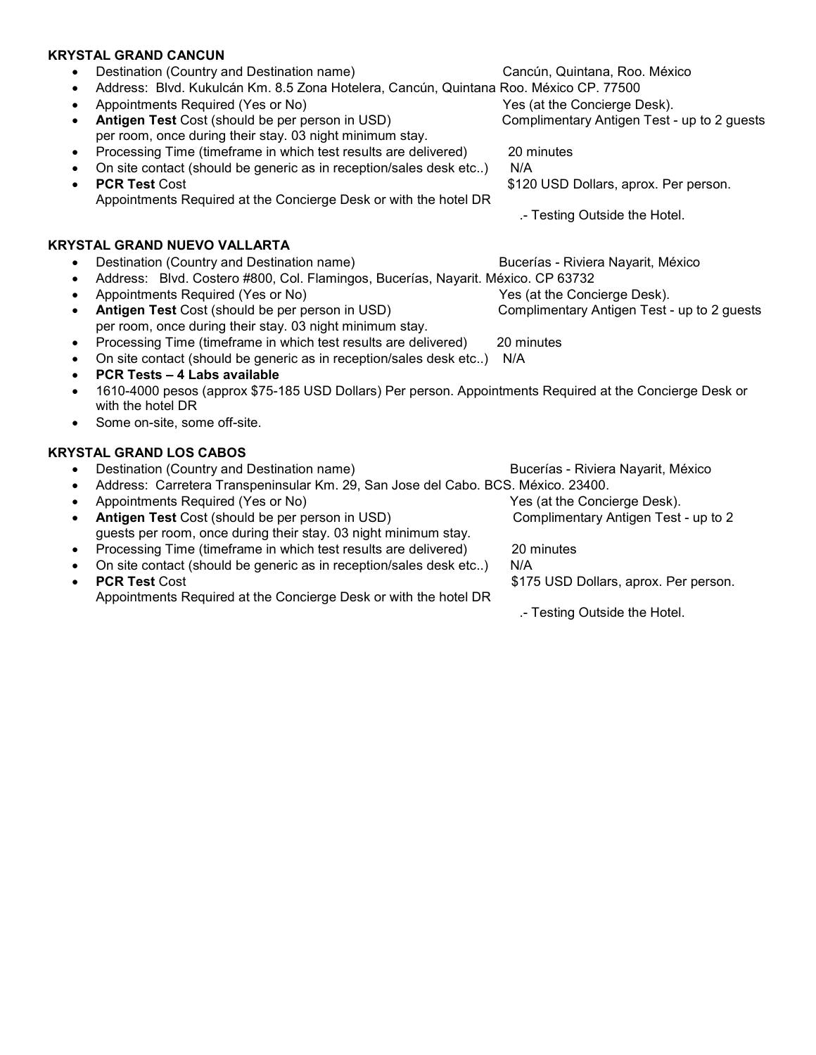**KRYSTAL GRAND CANCUN**

- Destination (Country and Destination name) Cancún, Quintana, Roo. México
- Address: Blvd. Kukulcán Km. 8.5 Zona Hotelera, Cancún, Quintana Roo. México CP. 77500
- Appointments Required (Yes or No) Yes (at the Concierge Desk).
- **Antigen Test** Cost (should be per person in USD) Complimentary Antigen Test - up to 2 guests per room, once during their stay. 03 night minimum stay.
- Processing Time (timeframe in which test results are delivered) 20 minutes
- On site contact (should be generic as in reception/sales desk etc..) N/A
- **PCR Test** Cost $120 USD Dollars, aprox. Per person. Appointments Required at the Concierge Desk or with the hotel DR .- Testing Outside the Hotel.

**KRYSTAL GRAND NUEVO VALLARTA**

- Destination (Country and Destination name) Bucerías - Riviera Nayarit, México
- Address: Blvd. Costero #800, Col. Flamingos, Bucerías, Nayarit. México. CP 63732
- Appointments Required (Yes or No) Yes (at the Concierge Desk).
- **Antigen Test** Cost (should be per person in USD) Complimentary Antigen Test - up to 2 guests per room, once during their stay. 03 night minimum stay.
- Processing Time (timeframe in which test results are delivered) 20 minutes
- On site contact (should be generic as in reception/sales desk etc..) N/A
- **PCR Tests – 4 Labs available**
- 1610-4000 pesos (approx $75-185 USD Dollars) Per person. Appointments Required at the Concierge Desk or with the hotel DR
- Some on-site, some off-site.

**KRYSTAL GRAND LOS CABOS**

- Destination (Country and Destination name) Bucerías - Riviera Nayarit, México
- Address: Carretera Transpeninsular Km. 29, San Jose del Cabo. BCS. México. 23400.
- Appointments Required (Yes or No) Yes (at the Concierge Desk).
- **Antigen Test** Cost (should be per person in USD) Complimentary Antigen Test - up to 2 guests per room, once during their stay. 03 night minimum stay.
- Processing Time (timeframe in which test results are delivered) 20 minutes
- On site contact (should be generic as in reception/sales desk etc..) N/A
- **PCR Test** Cost $175 USD Dollars, aprox. Per person. Appointments Required at the Concierge Desk or with the hotel DR .- Testing Outside the Hotel.